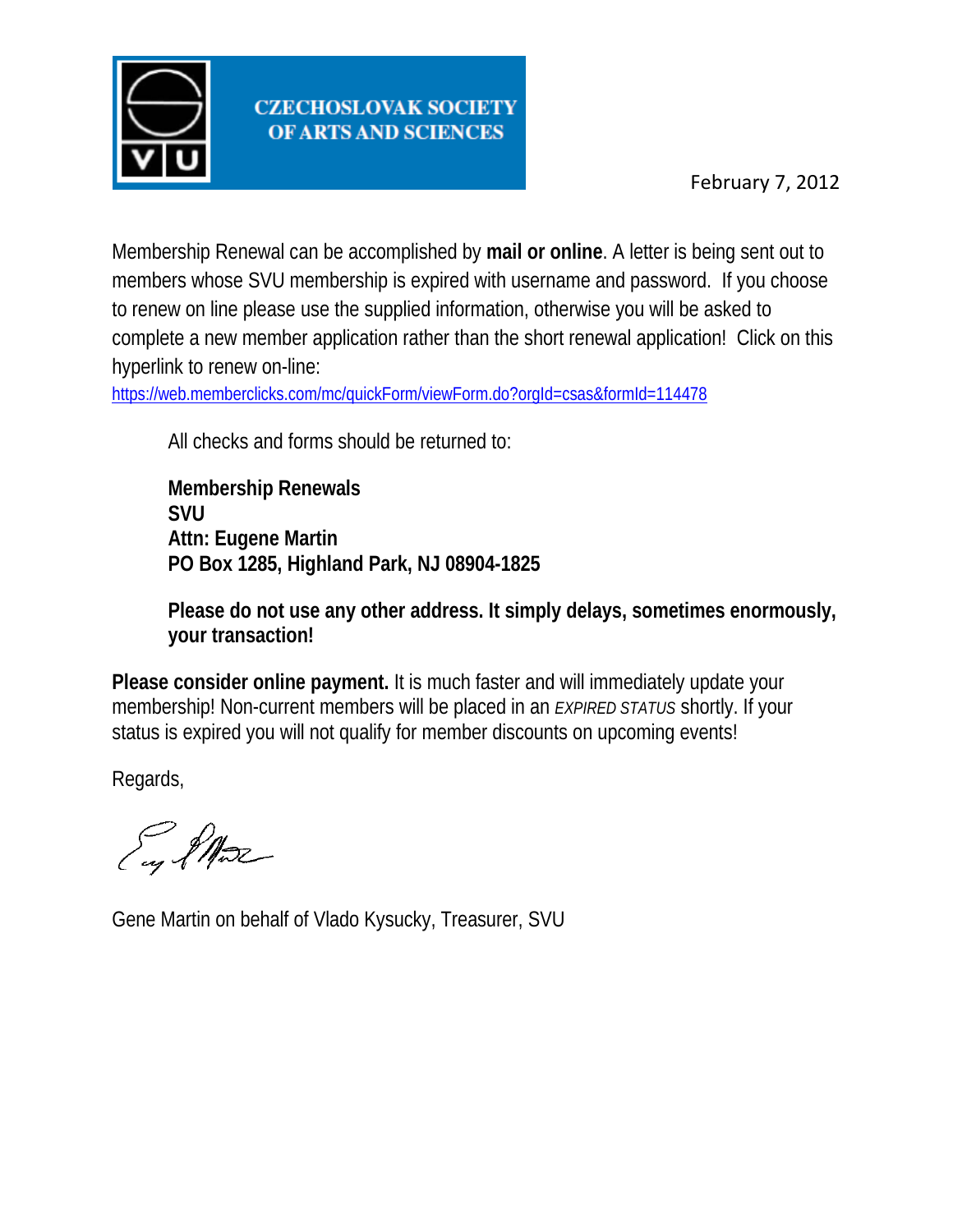**CZECHOSLOVAK SOCIETY OF ARTS AND SCIENCES**

February 7, 2012

Membership Renewal can be accomplished by **mail or online**. A letter is being sent out to members whose SVU membership is expired with username and password. If you choose to renew on line please use the supplied information, otherwise you will be asked to complete a new member application rather than the short renewal application! Click on this hyperlink to renew on-line:
https://web.memberclicks.com/mc/quickForm/viewForm.do?orgId=csas&formId=114478

All checks and forms should be returned to:

**Membership Renewals**
**SVU**
**Attn: Eugene Martin**
**PO Box 1285, Highland Park, NJ 08904-1825**

**Please do not use any other address. It simply delays, sometimes enormously, your transaction!**

**Please consider online payment.** It is much faster and will immediately update your membership! Non-current members will be placed in an *EXPIRED STATUS* shortly. If your status is expired you will not qualify for member discounts on upcoming events!

Regards,

Gene Martin on behalf of Vlado Kysucky, Treasurer, SVU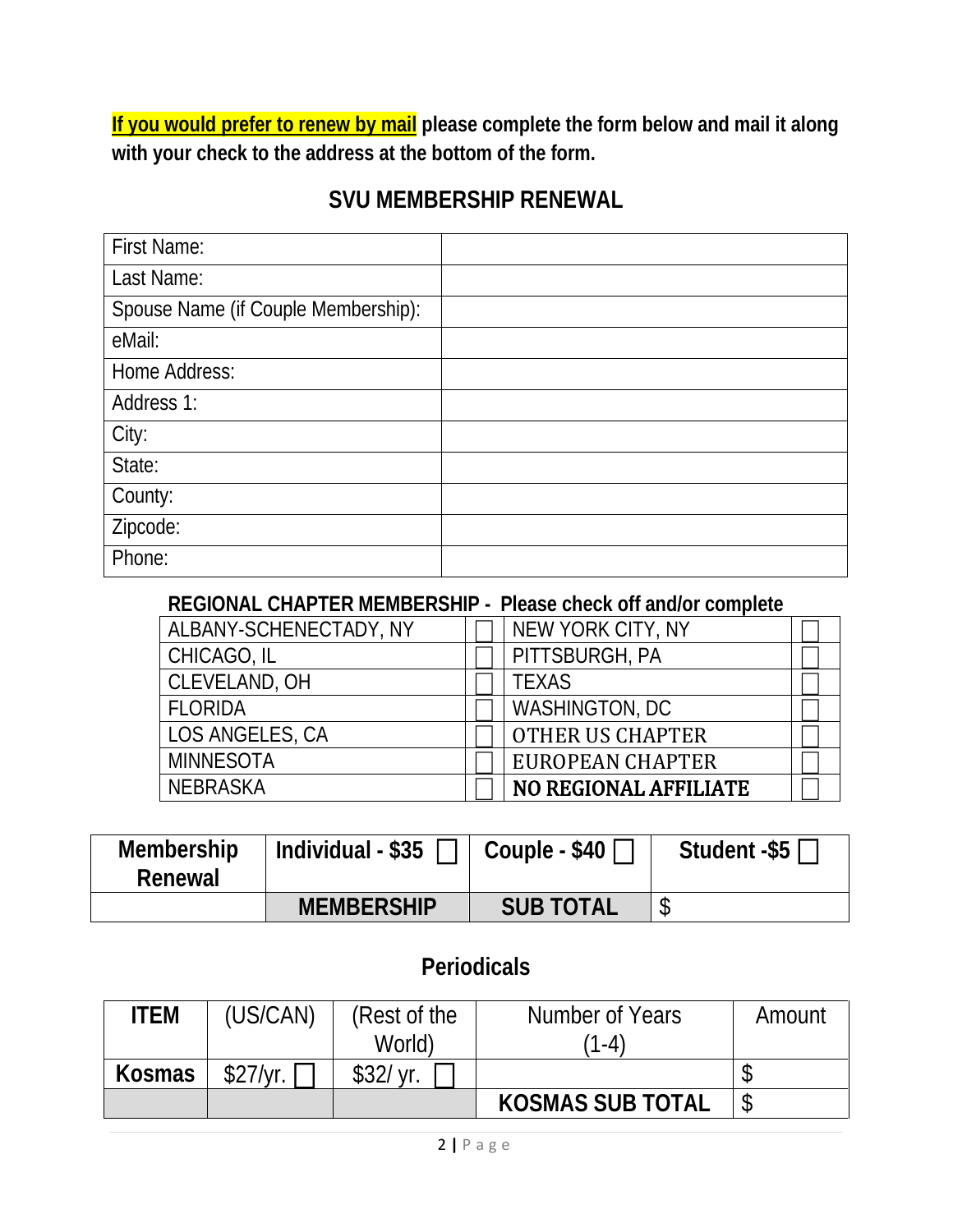**If you would prefer to renew by mail please complete the form below and mail it along with your check to the address at the bottom of the form.**

## SVU MEMBERSHIP RENEWAL

| | |
|---|---|
| First Name: | |
| Last Name: | |
| Spouse Name (if Couple Membership): | |
| eMail: | |
| Home Address: | |
| Address 1: | |
| City: | |
| State: | |
| County: | |
| Zipcode: | |
| Phone: | |

**REGIONAL CHAPTER MEMBERSHIP - Please check off and/or complete**

| | | | |
|---|---|---|---|
| ALBANY-SCHENECTADY, NY | ☐ | NEW YORK CITY, NY | ☐ |
| CHICAGO, IL | ☐ | PITTSBURGH, PA | ☐ |
| CLEVELAND, OH | ☐ | TEXAS | ☐ |
| FLORIDA | ☐ | WASHINGTON, DC | ☐ |
| LOS ANGELES, CA | ☐ | OTHER US CHAPTER | ☐ |
| MINNESOTA | ☐ | EUROPEAN CHAPTER | ☐ |
| NEBRASKA | ☐ | **NO REGIONAL AFFILIATE** | ☐ |

| **Membership Renewal** | **Individual - $35** ☐ | **Couple - $40** ☐ | **Student -$5** ☐ |
|---|---|---|---|
| | **MEMBERSHIP** | **SUB TOTAL** | $ |

## Periodicals

| **ITEM** | (US/CAN) | (Rest of the World) | Number of Years (1-4) | Amount |
|---|---|---|---|---|
| **Kosmas** | $27/yr. ☐ | $32/ yr. ☐ | | $ |
| | | | **KOSMAS SUB TOTAL** | $ |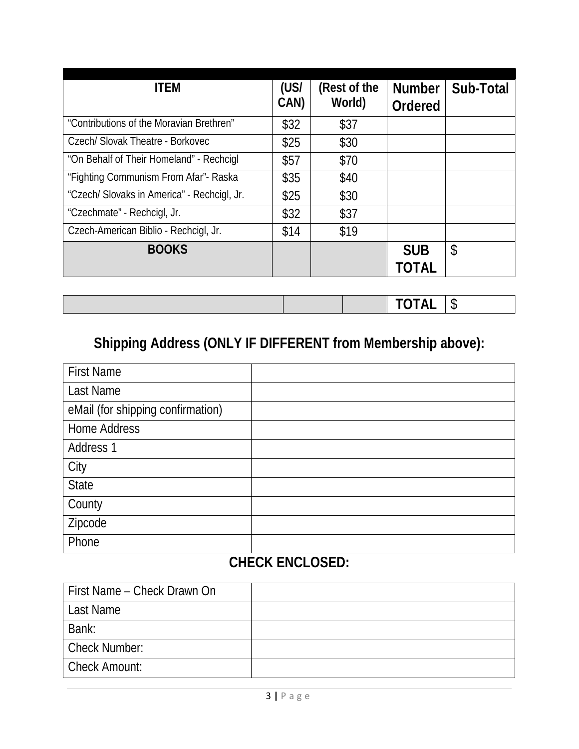| ITEM | (US/ CAN) | (Rest of the World) | Number Ordered | Sub-Total |
|---|---|---|---|---|
| “Contributions of the Moravian Brethren” | $32 | $37 | | |
| Czech/ Slovak Theatre - Borkovec | $25 | $30 | | |
| “On Behalf of Their Homeland” - Rechcigl | $57 | $70 | | |
| “Fighting Communism From Afar”- Raska | $35 | $40 | | |
| “Czech/ Slovaks in America” - Rechcigl, Jr. | $25 | $30 | | |
| “Czechmate” - Rechcigl, Jr. | $32 | $37 | | |
| Czech-American Biblio - Rechcigl, Jr. | $14 | $19 | | |
| **BOOKS** | | | **SUB TOTAL** | $ |

| | | | | |
|---|---|---|---|---|
| | | | **TOTAL** | $ |

## Shipping Address (ONLY IF DIFFERENT from Membership above):

| | |
|---|---|
| First Name | |
| Last Name | |
| eMail (for shipping confirmation) | |
| Home Address | |
| Address 1 | |
| City | |
| State | |
| County | |
| Zipcode | |
| Phone | |

## CHECK ENCLOSED:

| | |
|---|---|
| First Name – Check Drawn On | |
| Last Name | |
| Bank: | |
| Check Number: | |
| Check Amount: | |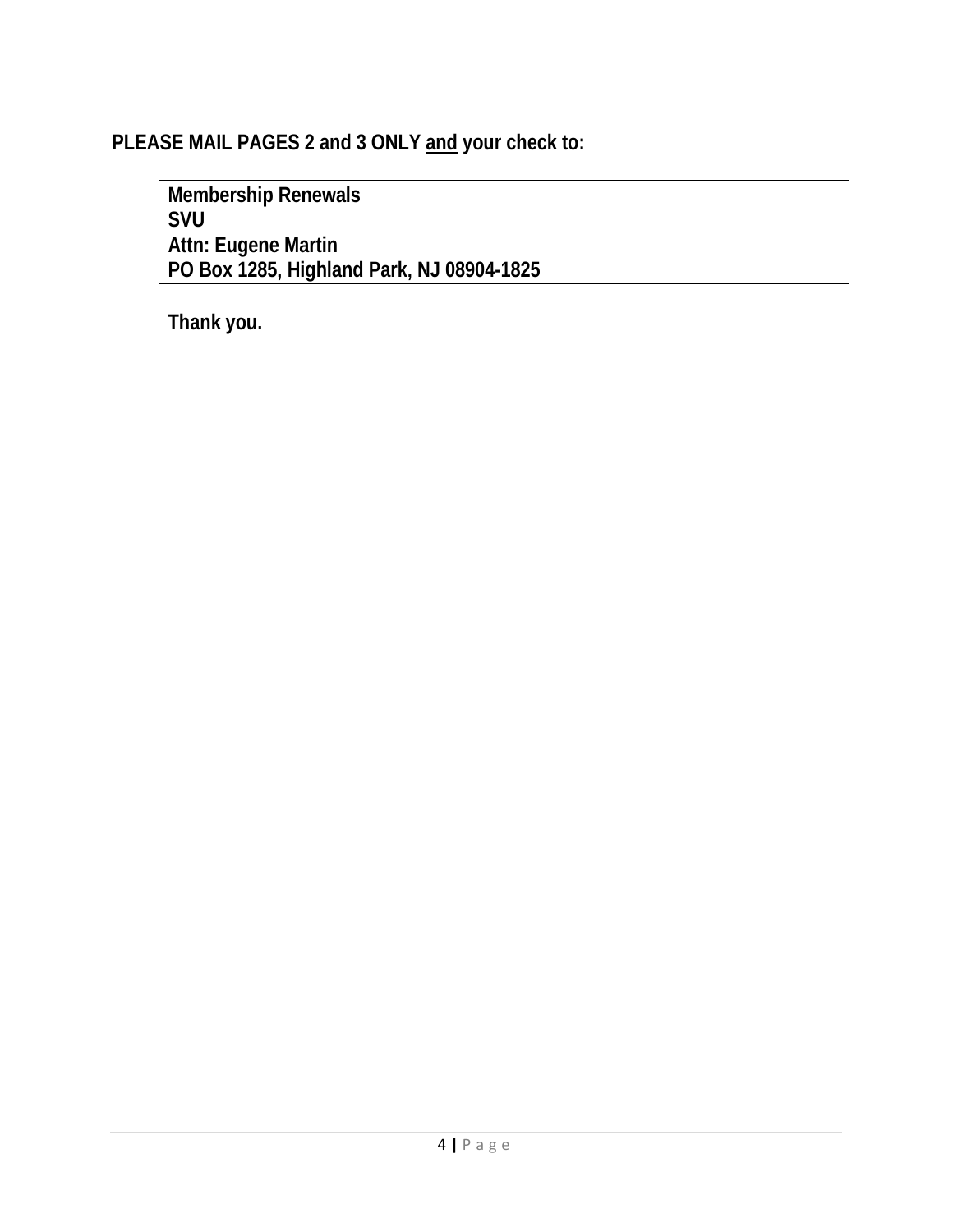**PLEASE MAIL PAGES 2 and 3 ONLY <u>and</u> your check to:**

| |
|---|
| **Membership Renewals**<br>**SVU**<br>**Attn: Eugene Martin**<br>**PO Box 1285, Highland Park, NJ 08904-1825** |

**Thank you.**